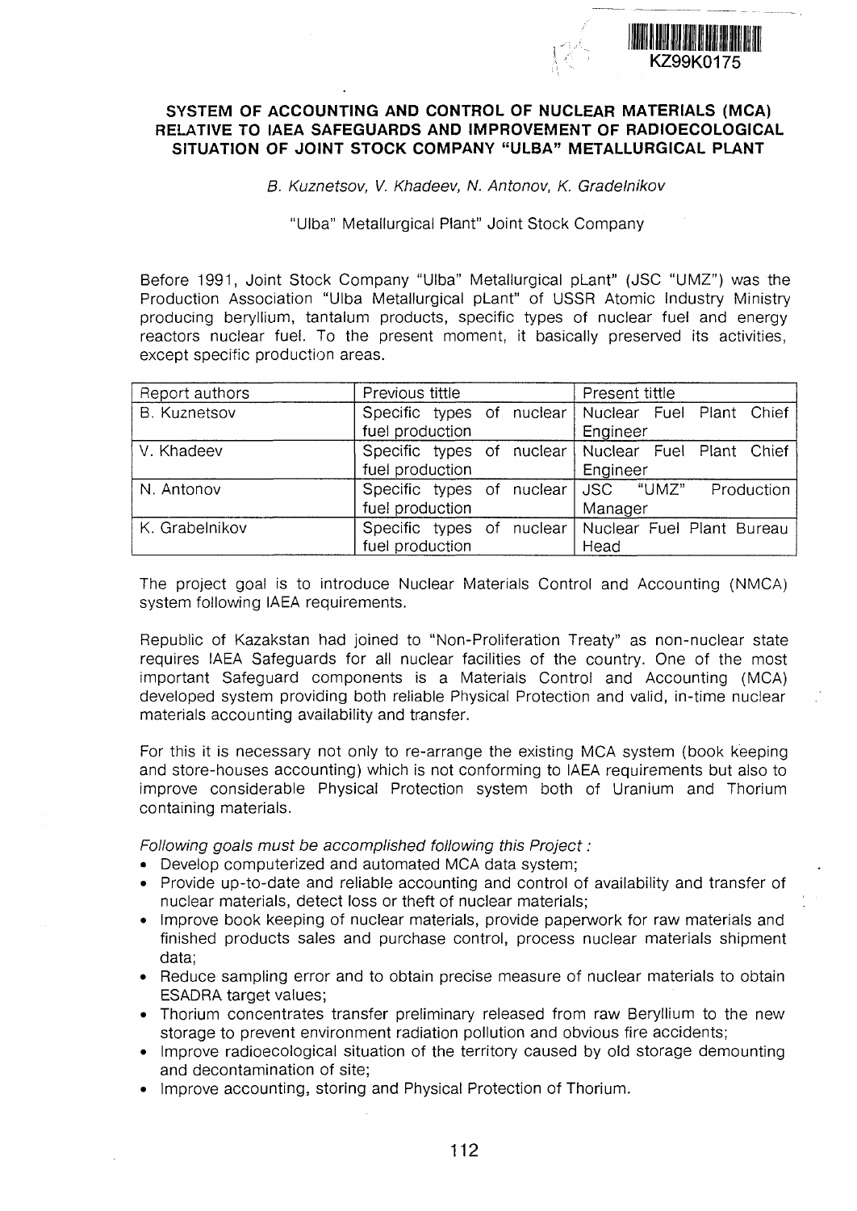KZ99K0175

# SYSTEM OF ACCOUNTING AND CONTROL OF NUCLEAR MATERIALS (MCA) RELATIVE TO IAEA SAFEGUARDS AND IMPROVEMENT OF RADIOECOLOGICAL SITUATION OF JOINT STOCK COMPANY "ULBA" METALLURGICAL PLANT

*B. Kuznetsov, V. Khadeev, N. Antonov, K. Gradelnikov*

"Ulba" Metallurgical Plant" Joint Stock Company

Before 1991, Joint Stock Company "Ulba" Metallurgical pLant" (JSC "UMZ") was the Production Association "Ulba Metallurgical pLant" of USSR Atomic Industry Ministry producing beryllium, tantalum products, specific types of nuclear fuel and energy reactors nuclear fuel. To the present moment, it basically preserved its activities, except specific production areas.

| Report authors | Previous tittle | Present tittle |
|---|---|---|
| B. Kuznetsov | Specific types of nuclear fuel production | Nuclear Fuel Plant Chief Engineer |
| V. Khadeev | Specific types of nuclear fuel production | Nuclear Fuel Plant Chief Engineer |
| N. Antonov | Specific types of nuclear fuel production | JSC "UMZ" Production Manager |
| K. Grabelnikov | Specific types of nuclear fuel production | Nuclear Fuel Plant Bureau Head |

The project goal is to introduce Nuclear Materials Control and Accounting (NMCA) system following IAEA requirements.

Republic of Kazakstan had joined to "Non-Proliferation Treaty" as non-nuclear state requires IAEA Safeguards for all nuclear facilities of the country. One of the most important Safeguard components is a Materials Control and Accounting (MCA) developed system providing both reliable Physical Protection and valid, in-time nuclear materials accounting availability and transfer.

For this it is necessary not only to re-arrange the existing MCA system (book keeping and store-houses accounting) which is not conforming to IAEA requirements but also to improve considerable Physical Protection system both of Uranium and Thorium containing materials.

*Following goals must be accomplished following this Project :*

- Develop computerized and automated MCA data system;
- Provide up-to-date and reliable accounting and control of availability and transfer of nuclear materials, detect loss or theft of nuclear materials;
- Improve book keeping of nuclear materials, provide paperwork for raw materials and finished products sales and purchase control, process nuclear materials shipment data;
- Reduce sampling error and to obtain precise measure of nuclear materials to obtain ESADRA target values;
- Thorium concentrates transfer preliminary released from raw Beryllium to the new storage to prevent environment radiation pollution and obvious fire accidents;
- Improve radioecological situation of the territory caused by old storage demounting and decontamination of site;
- Improve accounting, storing and Physical Protection of Thorium.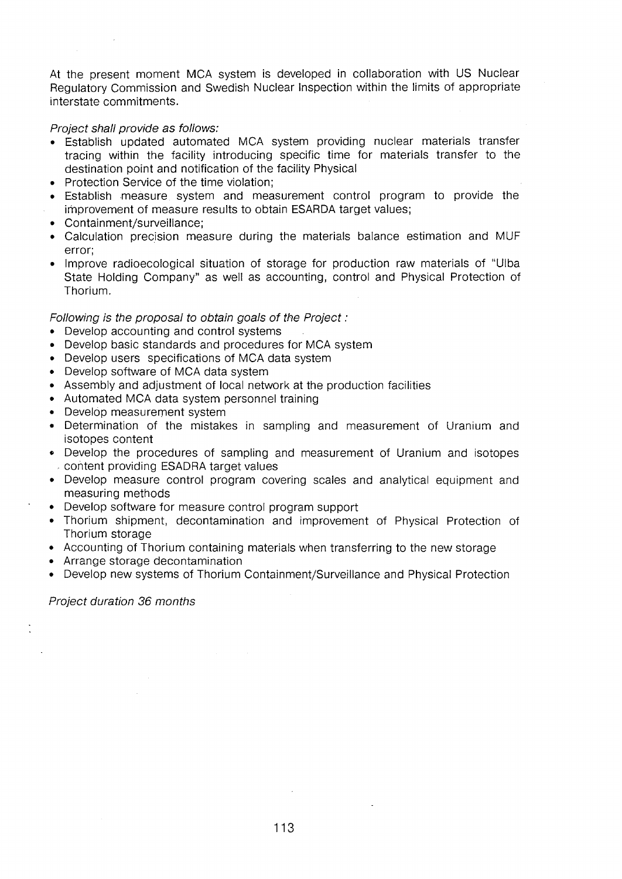At the present moment MCA system is developed in collaboration with US Nuclear Regulatory Commission and Swedish Nuclear Inspection within the limits of appropriate interstate commitments.

*Project shall provide as follows:*

- Establish updated automated MCA system providing nuclear materials transfer tracing within the facility introducing specific time for materials transfer to the destination point and notification of the facility Physical
- Protection Service of the time violation;
- Establish measure system and measurement control program to provide the improvement of measure results to obtain ESARDA target values;
- Containment/surveillance;
- Calculation precision measure during the materials balance estimation and MUF error;
- Improve radioecological situation of storage for production raw materials of "Ulba State Holding Company" as well as accounting, control and Physical Protection of Thorium.

*Following is the proposal to obtain goals of the Project :*

- Develop accounting and control systems
- Develop basic standards and procedures for MCA system
- Develop users specifications of MCA data system
- Develop software of MCA data system
- Assembly and adjustment of local network at the production facilities
- Automated MCA data system personnel training
- Develop measurement system
- Determination of the mistakes in sampling and measurement of Uranium and isotopes content
- Develop the procedures of sampling and measurement of Uranium and isotopes content providing ESADRA target values
- Develop measure control program covering scales and analytical equipment and measuring methods
- Develop software for measure control program support
- Thorium shipment, decontamination and improvement of Physical Protection of Thorium storage
- Accounting of Thorium containing materials when transferring to the new storage
- Arrange storage decontamination
- Develop new systems of Thorium Containment/Surveillance and Physical Protection

*Project duration 36 months*